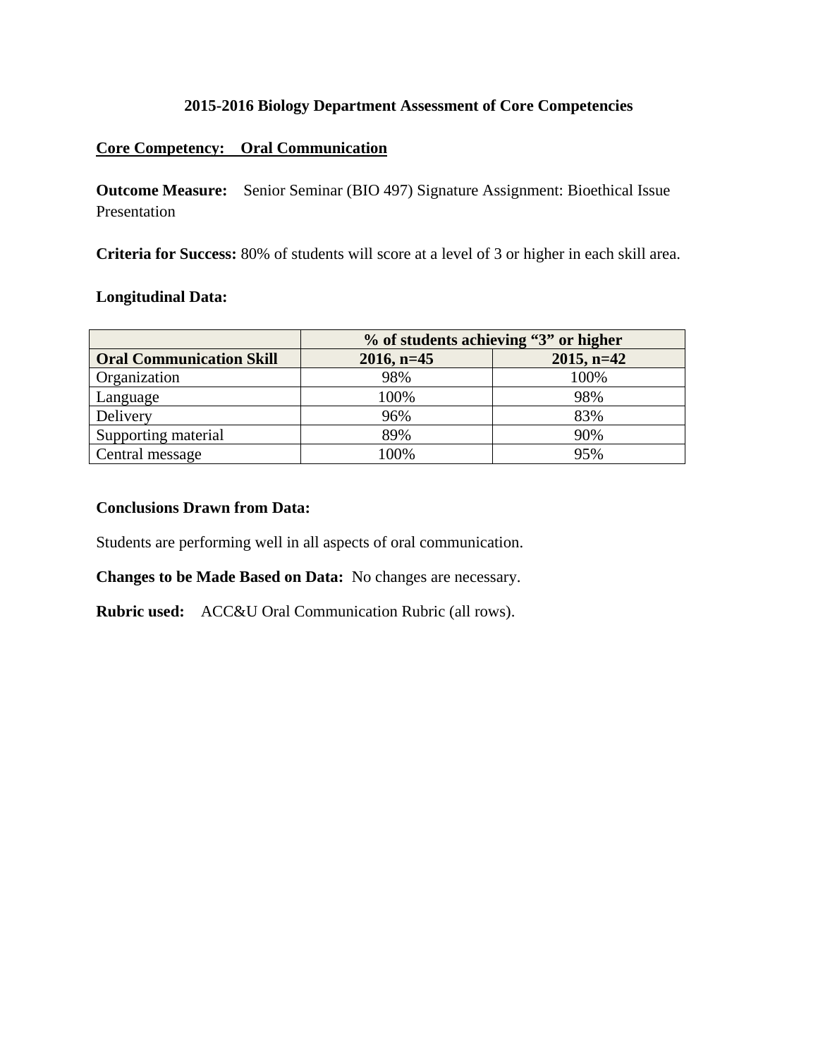# 2015-2016 Biology Department Assessment of Core Competencies

**Core Competency: Oral Communication**

**Outcome Measure:** Senior Seminar (BIO 497) Signature Assignment: Bioethical Issue Presentation

**Criteria for Success:** 80% of students will score at a level of 3 or higher in each skill area.

**Longitudinal Data:**

| | % of students achieving "3" or higher | |
|---|---|---|
| **Oral Communication Skill** | **2016, n=45** | **2015, n=42** |
| Organization | 98% | 100% |
| Language | 100% | 98% |
| Delivery | 96% | 83% |
| Supporting material | 89% | 90% |
| Central message | 100% | 95% |

**Conclusions Drawn from Data:**

Students are performing well in all aspects of oral communication.

**Changes to be Made Based on Data:** No changes are necessary.

**Rubric used:** ACC&U Oral Communication Rubric (all rows).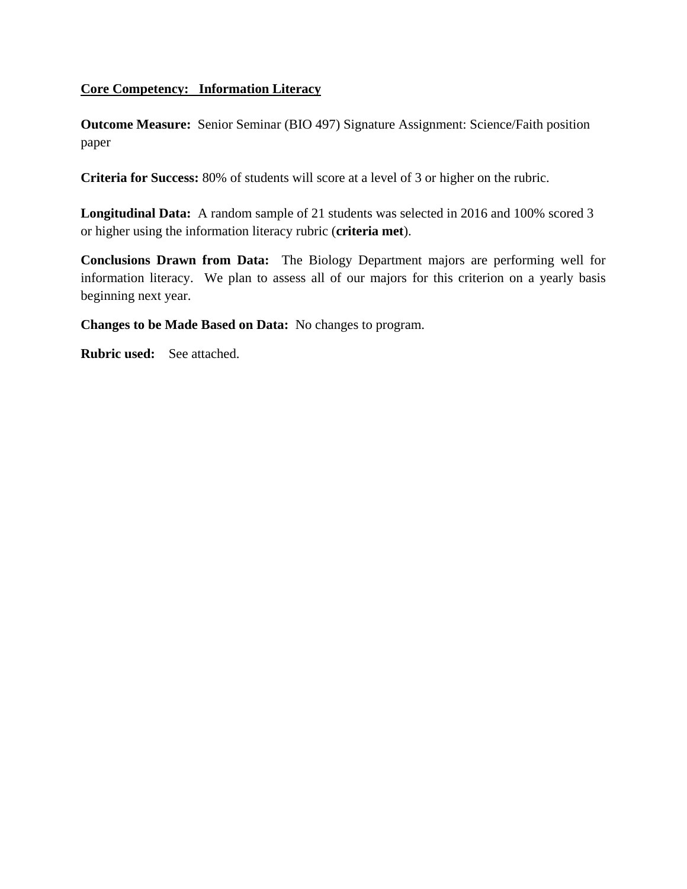**<u>Core Competency: Information Literacy</u>**

**Outcome Measure:** Senior Seminar (BIO 497) Signature Assignment: Science/Faith position paper

**Criteria for Success:** 80% of students will score at a level of 3 or higher on the rubric.

**Longitudinal Data:** A random sample of 21 students was selected in 2016 and 100% scored 3 or higher using the information literacy rubric (**criteria met**).

**Conclusions Drawn from Data:** The Biology Department majors are performing well for information literacy. We plan to assess all of our majors for this criterion on a yearly basis beginning next year.

**Changes to be Made Based on Data:** No changes to program.

**Rubric used:** See attached.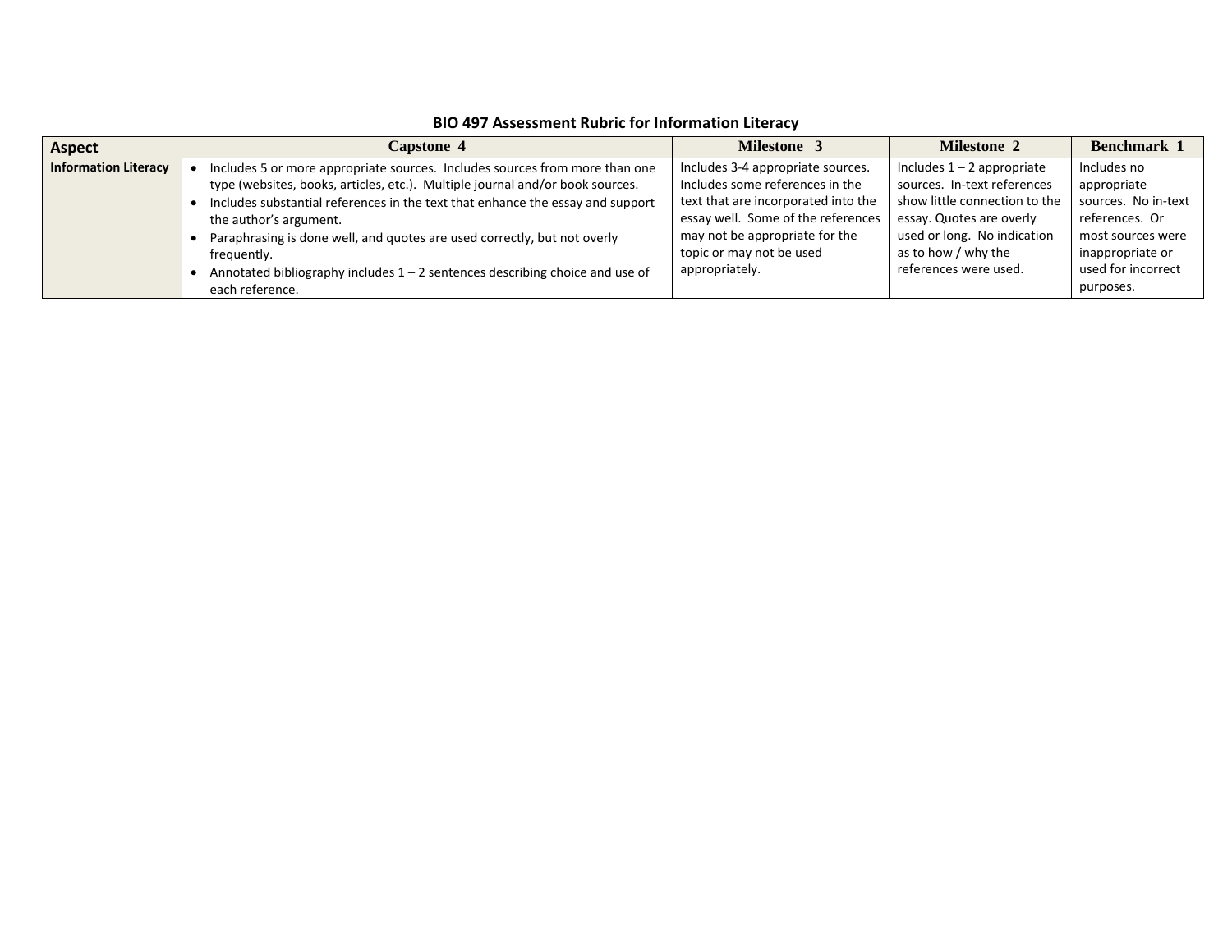## BIO 497 Assessment Rubric for Information Literacy

| Aspect | Capstone 4 | Milestone 3 | Milestone 2 | Benchmark 1 |
|---|---|---|---|---|
| **Information Literacy** | • Includes 5 or more appropriate sources. Includes sources from more than one type (websites, books, articles, etc.). Multiple journal and/or book sources.<br>• Includes substantial references in the text that enhance the essay and support the author's argument.<br>• Paraphrasing is done well, and quotes are used correctly, but not overly frequently.<br>• Annotated bibliography includes 1 – 2 sentences describing choice and use of each reference. | Includes 3-4 appropriate sources. Includes some references in the text that are incorporated into the essay well. Some of the references may not be appropriate for the topic or may not be used appropriately. | Includes 1 – 2 appropriate sources. In-text references show little connection to the essay. Quotes are overly used or long. No indication as to how / why the references were used. | Includes no appropriate sources. No in-text references. Or most sources were inappropriate or used for incorrect purposes. |